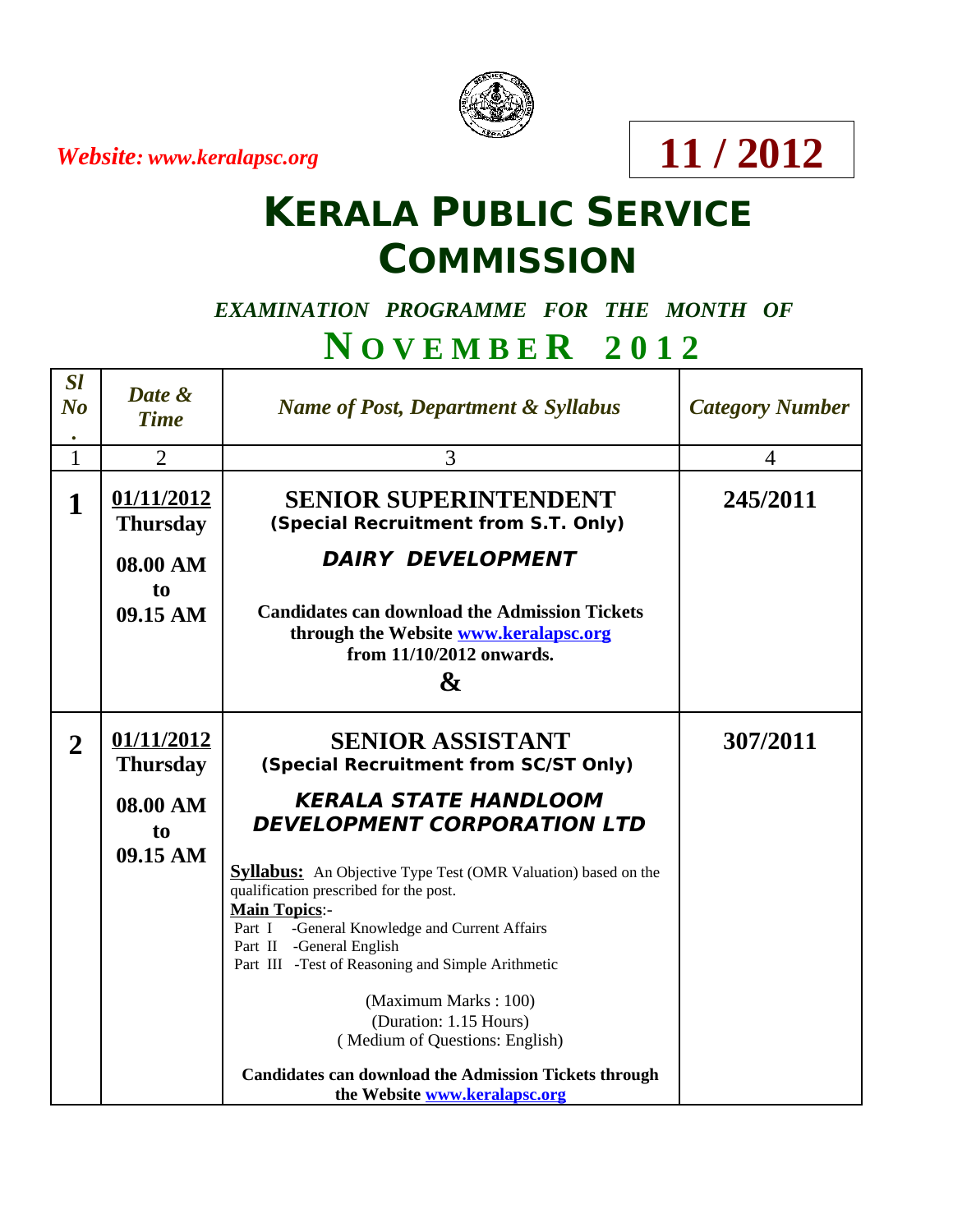*Website: www.keralapsc.org*

**11 / 2012**

# KERALA PUBLIC SERVICE COMMISSION

*EXAMINATION PROGRAMME FOR THE MONTH OF*

## NOVEMBER 2012

| *Sl No.* | *Date & Time* | *Name of Post, Department & Syllabus* | *Category Number* |
|---|---|---|---|
| 1 | 2 | 3 | 4 |
| **1** | **01/11/2012 Thursday** <br> **08.00 AM to 09.15 AM** | **SENIOR SUPERINTENDENT** <br> **(Special Recruitment from S.T. Only)** <br> ***DAIRY DEVELOPMENT*** <br> **Candidates can download the Admission Tickets through the Website www.keralapsc.org from 11/10/2012 onwards.** <br> **&** | **245/2011** |
| **2** | **01/11/2012 Thursday** <br> **08.00 AM to 09.15 AM** | **SENIOR ASSISTANT** <br> **(Special Recruitment from SC/ST Only)** <br> ***KERALA STATE HANDLOOM DEVELOPMENT CORPORATION LTD*** <br> **Syllabus:** An Objective Type Test (OMR Valuation) based on the qualification prescribed for the post. <br> **Main Topics**:- <br> Part I -General Knowledge and Current Affairs <br> Part II -General English <br> Part III -Test of Reasoning and Simple Arithmetic <br> (Maximum Marks : 100) <br> (Duration: 1.15 Hours) <br> ( Medium of Questions: English) <br> **Candidates can download the Admission Tickets through the Website www.keralapsc.org** | **307/2011** |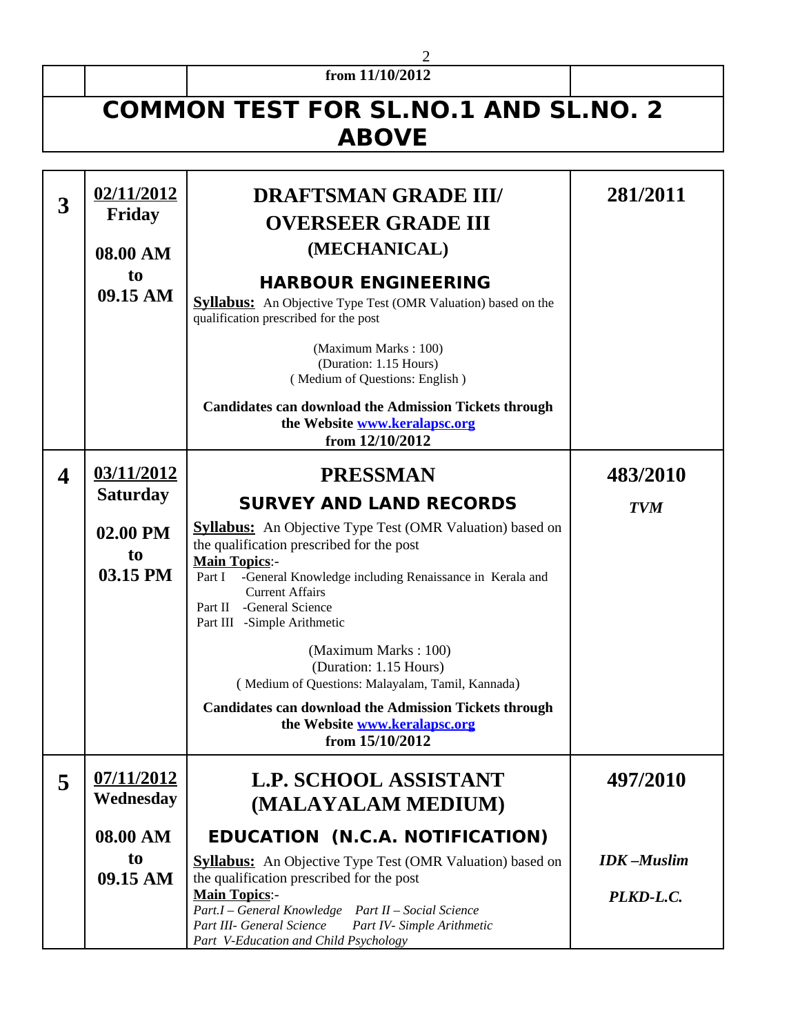| | | from 11/10/2012 | |
|---|---|---|---|
| **COMMON TEST FOR SL.NO.1 AND SL.NO. 2 ABOVE** | | | |

| | | | |
|---|---|---|---|
| **3** | **02/11/2012**<br>**Friday**<br><br>**08.00 AM**<br>**to**<br>**09.15 AM** | **DRAFTSMAN GRADE III/ OVERSEER GRADE III (MECHANICAL)**<br><br>**HARBOUR ENGINEERING**<br>**Syllabus:** An Objective Type Test (OMR Valuation) based on the qualification prescribed for the post<br><br>(Maximum Marks : 100)<br>(Duration: 1.15 Hours)<br>( Medium of Questions: English )<br><br>**Candidates can download the Admission Tickets through the Website www.keralapsc.org from 12/10/2012** | **281/2011** |
| **4** | **03/11/2012**<br>**Saturday**<br><br>**02.00 PM**<br>**to**<br>**03.15 PM** | **PRESSMAN**<br><br>**SURVEY AND LAND RECORDS**<br>**Syllabus:** An Objective Type Test (OMR Valuation) based on the qualification prescribed for the post<br>**Main Topics**:-<br>Part I -General Knowledge including Renaissance in Kerala and Current Affairs<br>Part II -General Science<br>Part III -Simple Arithmetic<br><br>(Maximum Marks : 100)<br>(Duration: 1.15 Hours)<br>( Medium of Questions: Malayalam, Tamil, Kannada)<br><br>**Candidates can download the Admission Tickets through the Website www.keralapsc.org from 15/10/2012** | **483/2010**<br><br>***TVM*** |
| **5** | **07/11/2012**<br>**Wednesday**<br><br>**08.00 AM**<br>**to**<br>**09.15 AM** | **L.P. SCHOOL ASSISTANT (MALAYALAM MEDIUM)**<br><br>**EDUCATION (N.C.A. NOTIFICATION)**<br>**Syllabus:** An Objective Type Test (OMR Valuation) based on the qualification prescribed for the post<br>**Main Topics**:-<br>*Part.I – General Knowledge Part II – Social Science*<br>*Part III- General Science Part IV- Simple Arithmetic*<br>*Part V-Education and Child Psychology* | **497/2010**<br><br>***IDK –Muslim***<br><br>***PLKD-L.C.*** |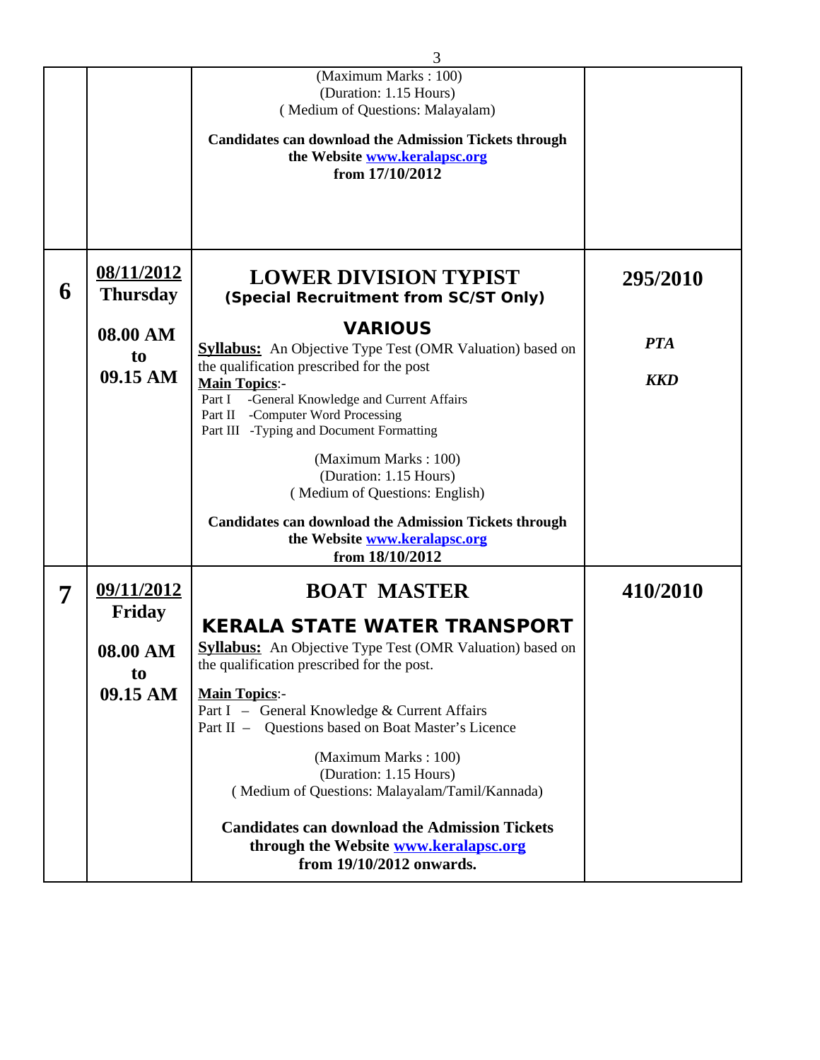| | | | |
|---|---|---|---|
| | | (Maximum Marks : 100)<br>(Duration: 1.15 Hours)<br>( Medium of Questions: Malayalam)<br><br>**Candidates can download the Admission Tickets through the Website www.keralapsc.org from 17/10/2012** | |
| **6** | **08/11/2012**<br>**Thursday**<br><br>**08.00 AM to 09.15 AM** | **LOWER DIVISION TYPIST**<br>**(Special Recruitment from SC/ST Only)**<br><br>**VARIOUS**<br>**Syllabus:** An Objective Type Test (OMR Valuation) based on the qualification prescribed for the post<br>**Main Topics**:-<br>Part I -General Knowledge and Current Affairs<br>Part II -Computer Word Processing<br>Part III -Typing and Document Formatting<br><br>(Maximum Marks : 100)<br>(Duration: 1.15 Hours)<br>( Medium of Questions: English)<br><br>**Candidates can download the Admission Tickets through the Website www.keralapsc.org from 18/10/2012** | **295/2010**<br><br>***PTA***<br><br>***KKD*** |
| **7** | **09/11/2012**<br>**Friday**<br><br>**08.00 AM to 09.15 AM** | **BOAT MASTER**<br><br>**KERALA STATE WATER TRANSPORT**<br>**Syllabus:** An Objective Type Test (OMR Valuation) based on the qualification prescribed for the post.<br><br>**Main Topics**:-<br>Part I – General Knowledge & Current Affairs<br>Part II – Questions based on Boat Master's Licence<br><br>(Maximum Marks : 100)<br>(Duration: 1.15 Hours)<br>( Medium of Questions: Malayalam/Tamil/Kannada)<br><br>**Candidates can download the Admission Tickets through the Website www.keralapsc.org from 19/10/2012 onwards.** | **410/2010** |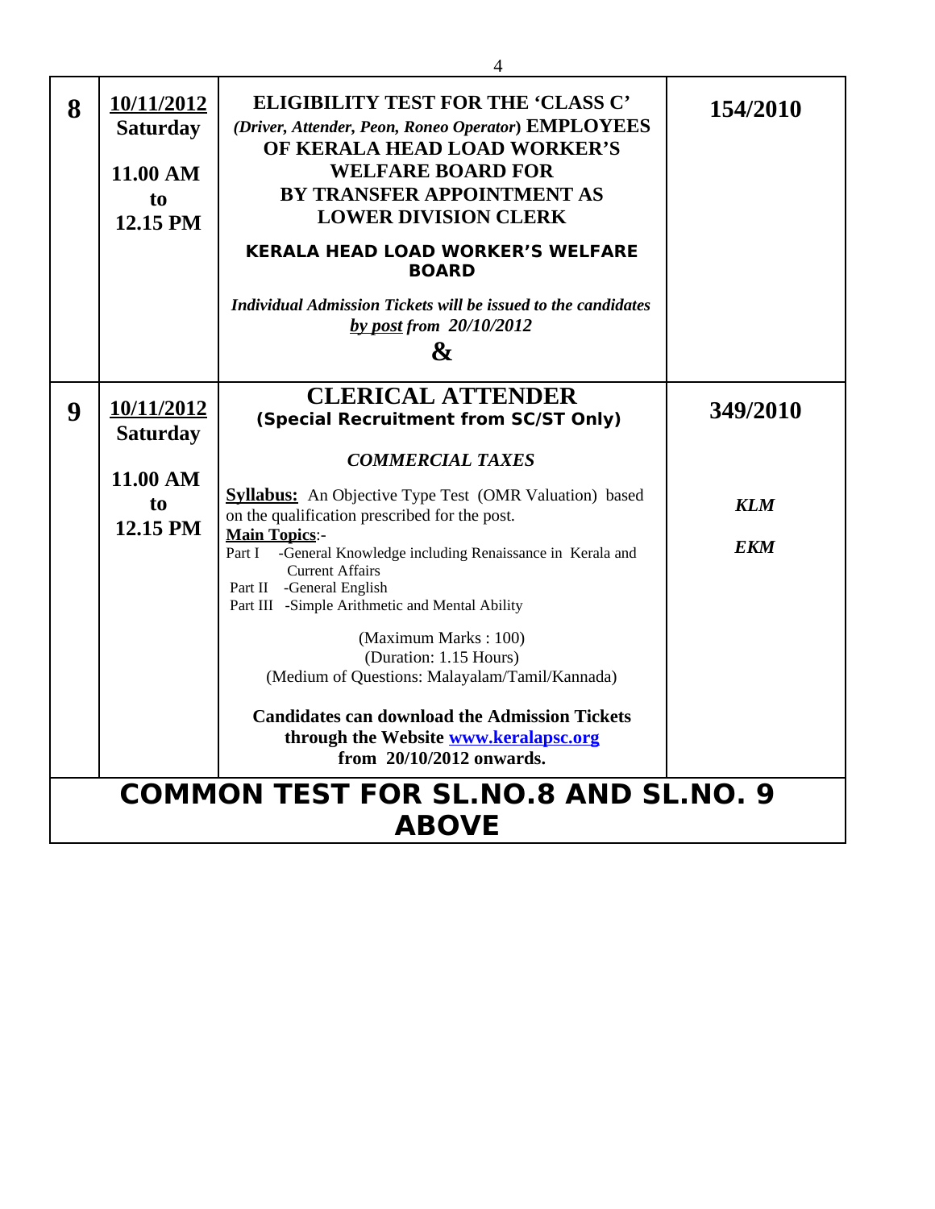| | | | |
|---|---|---|---|
| **8** | **<u>10/11/2012</u>**<br>**Saturday**<br><br>**11.00 AM**<br>**to**<br>**12.15 PM** | **ELIGIBILITY TEST FOR THE 'CLASS C'** ***(Driver, Attender, Peon, Roneo Operator)*** **EMPLOYEES OF KERALA HEAD LOAD WORKER'S WELFARE BOARD FOR BY TRANSFER APPOINTMENT AS LOWER DIVISION CLERK**<br><br>**KERALA HEAD LOAD WORKER'S WELFARE BOARD**<br><br>***Individual Admission Tickets will be issued to the candidates <u>by post</u> from 20/10/2012***<br><br>**&** | **154/2010** |
| **9** | **<u>10/11/2012</u>**<br>**Saturday**<br><br>**11.00 AM**<br>**to**<br>**12.15 PM** | **CLERICAL ATTENDER**<br>**(Special Recruitment from SC/ST Only)**<br><br>***COMMERCIAL TAXES***<br><br>**<u>Syllabus:</u>** An Objective Type Test (OMR Valuation) based on the qualification prescribed for the post.<br>**<u>Main Topics</u>**:-<br>Part I -General Knowledge including Renaissance in Kerala and Current Affairs<br>Part II -General English<br>Part III -Simple Arithmetic and Mental Ability<br><br>(Maximum Marks : 100)<br>(Duration: 1.15 Hours)<br>(Medium of Questions: Malayalam/Tamil/Kannada)<br><br>**Candidates can download the Admission Tickets through the Website [www.keralapsc.org](http://www.keralapsc.org) from 20/10/2012 onwards.** | **349/2010**<br><br>***KLM***<br><br>***EKM*** |

**COMMON TEST FOR SL.NO.8 AND SL.NO. 9 ABOVE**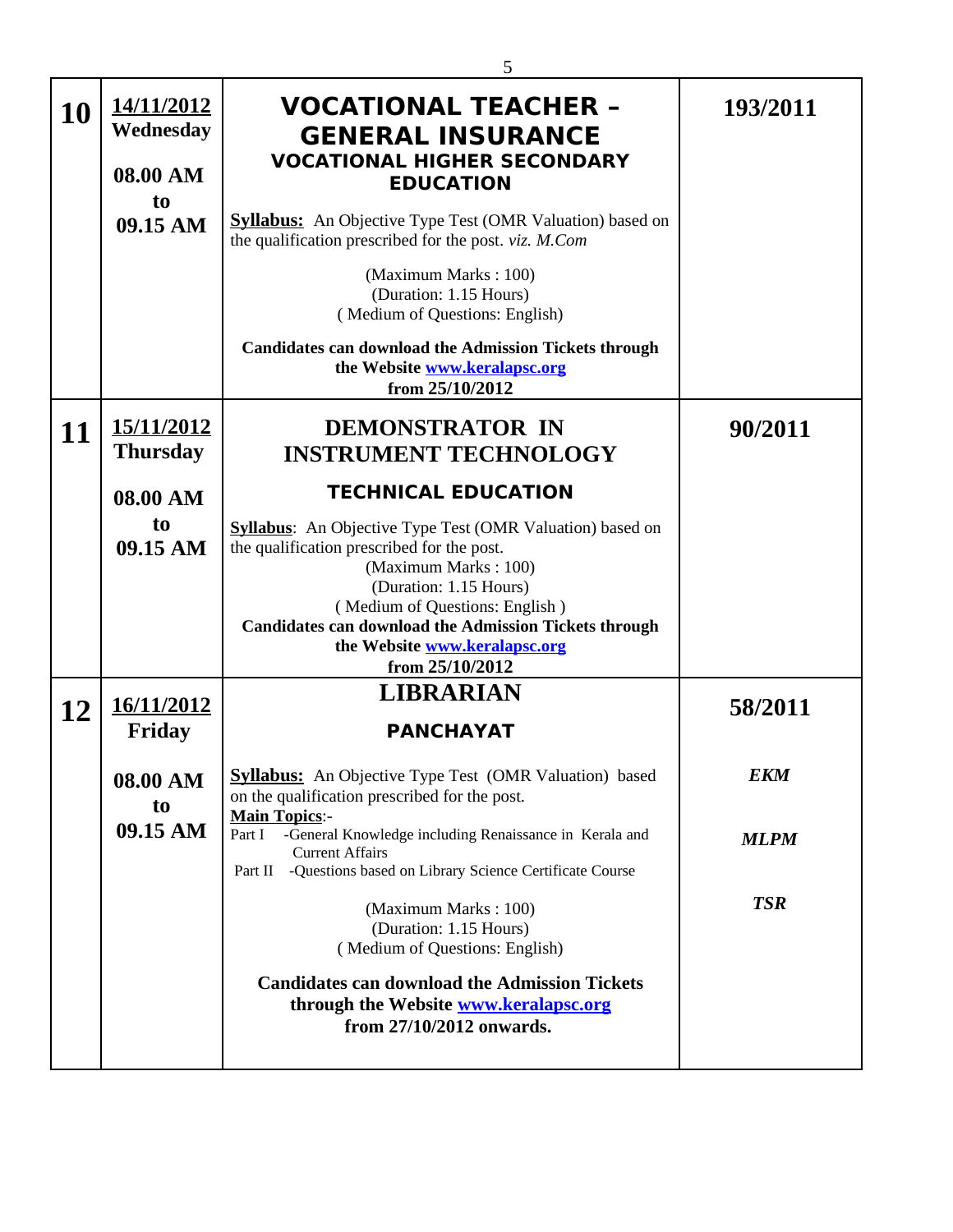| | | | |
|---|---|---|---|
| **10** | **14/11/2012** **Wednesday** **08.00 AM to 09.15 AM** | **VOCATIONAL TEACHER – GENERAL INSURANCE** **VOCATIONAL HIGHER SECONDARY EDUCATION** **Syllabus:** An Objective Type Test (OMR Valuation) based on the qualification prescribed for the post. *viz. M.Com* (Maximum Marks : 100) (Duration: 1.15 Hours) ( Medium of Questions: English) **Candidates can download the Admission Tickets through the Website [www.keralapsc.org](www.keralapsc.org) from 25/10/2012** | **193/2011** |
| **11** | **15/11/2012** **Thursday** **08.00 AM to 09.15 AM** | **DEMONSTRATOR IN INSTRUMENT TECHNOLOGY** **TECHNICAL EDUCATION** **Syllabus**: An Objective Type Test (OMR Valuation) based on the qualification prescribed for the post. (Maximum Marks : 100) (Duration: 1.15 Hours) ( Medium of Questions: English ) **Candidates can download the Admission Tickets through the Website [www.keralapsc.org](www.keralapsc.org) from 25/10/2012** | **90/2011** |
| **12** | **16/11/2012** **Friday** **08.00 AM to 09.15 AM** | **LIBRARIAN** **PANCHAYAT** **Syllabus:** An Objective Type Test (OMR Valuation) based on the qualification prescribed for the post. **Main Topics**:- Part I -General Knowledge including Renaissance in Kerala and Current Affairs Part II -Questions based on Library Science Certificate Course (Maximum Marks : 100) (Duration: 1.15 Hours) ( Medium of Questions: English) **Candidates can download the Admission Tickets through the Website [www.keralapsc.org](www.keralapsc.org) from 27/10/2012 onwards.** | **58/2011** ***EKM*** ***MLPM*** ***TSR*** |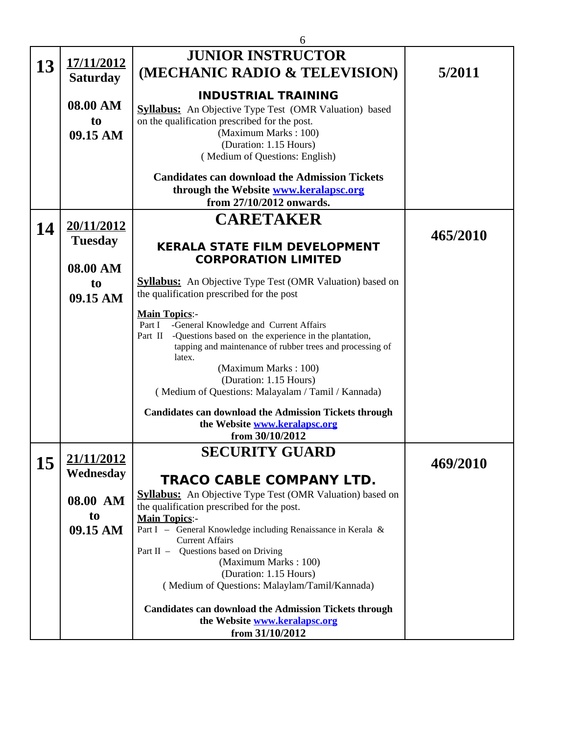| | | | |
|---|---|---|---|
| **13** | **17/11/2012**<br>**Saturday**<br><br>**08.00 AM**<br>**to**<br>**09.15 AM** | **JUNIOR INSTRUCTOR (MECHANIC RADIO & TELEVISION)**<br><br>**INDUSTRIAL TRAINING**<br>**Syllabus:** An Objective Type Test (OMR Valuation) based on the qualification prescribed for the post.<br>(Maximum Marks : 100)<br>(Duration: 1.15 Hours)<br>( Medium of Questions: English)<br><br>**Candidates can download the Admission Tickets through the Website www.keralapsc.org from 27/10/2012 onwards.** | **5/2011** |
| **14** | **20/11/2012**<br>**Tuesday**<br><br>**08.00 AM**<br>**to**<br>**09.15 AM** | **CARETAKER**<br><br>**KERALA STATE FILM DEVELOPMENT CORPORATION LIMITED**<br><br>**Syllabus:** An Objective Type Test (OMR Valuation) based on the qualification prescribed for the post<br><br>**Main Topics**:-<br>Part I -General Knowledge and Current Affairs<br>Part II -Questions based on the experience in the plantation, tapping and maintenance of rubber trees and processing of latex.<br>(Maximum Marks : 100)<br>(Duration: 1.15 Hours)<br>( Medium of Questions: Malayalam / Tamil / Kannada)<br><br>**Candidates can download the Admission Tickets through the Website www.keralapsc.org from 30/10/2012** | **465/2010** |
| **15** | **21/11/2012**<br>**Wednesday**<br><br>**08.00 AM**<br>**to**<br>**09.15 AM** | **SECURITY GUARD**<br><br>**TRACO CABLE COMPANY LTD.**<br>**Syllabus:** An Objective Type Test (OMR Valuation) based on the qualification prescribed for the post.<br>**Main Topics**:-<br>Part I – General Knowledge including Renaissance in Kerala & Current Affairs<br>Part II – Questions based on Driving<br>(Maximum Marks : 100)<br>(Duration: 1.15 Hours)<br>( Medium of Questions: Malaylam/Tamil/Kannada)<br><br>**Candidates can download the Admission Tickets through the Website www.keralapsc.org from 31/10/2012** | **469/2010** |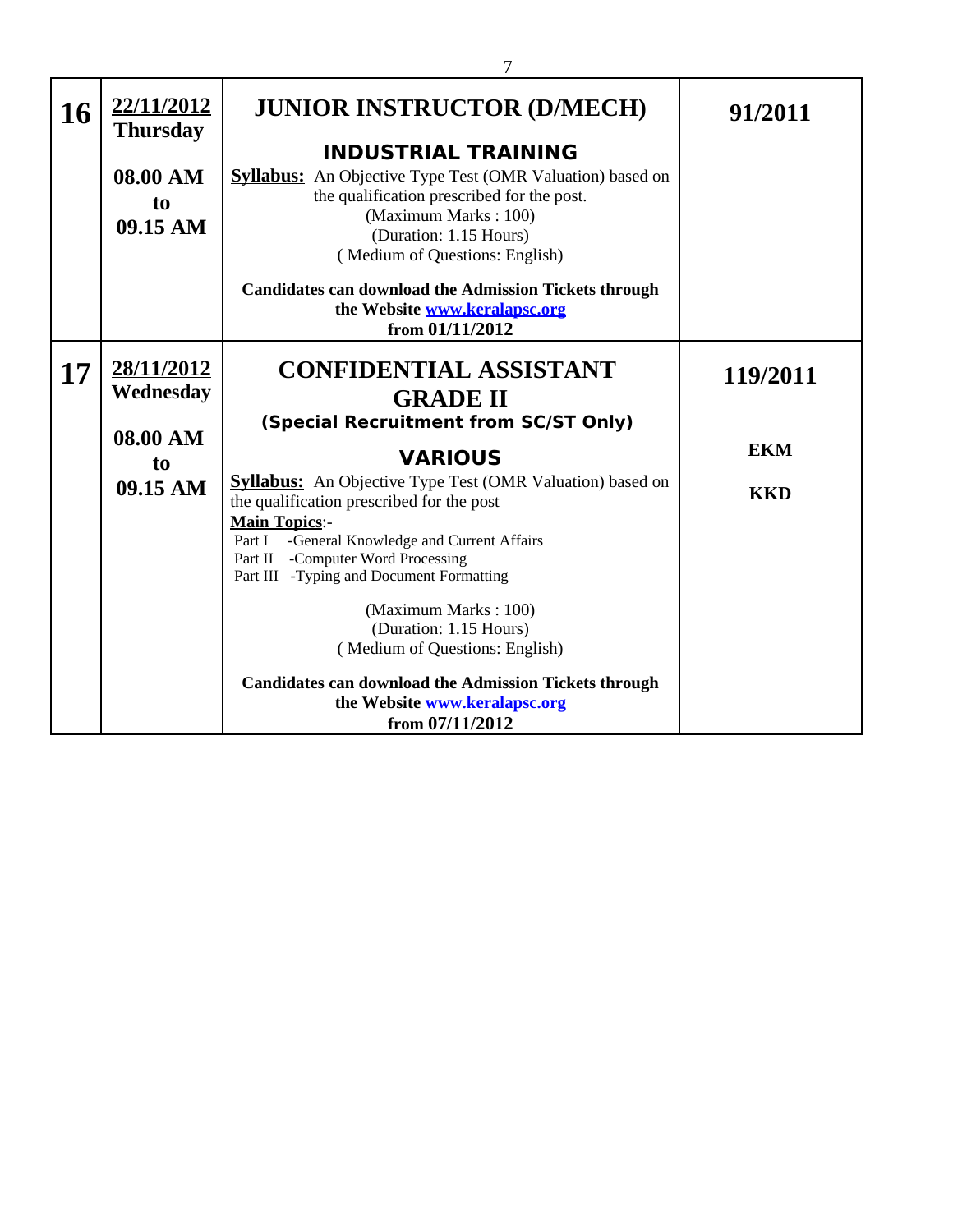| | | | |
|---|---|---|---|
| **16** | **22/11/2012**<br>**Thursday**<br><br>**08.00 AM**<br>**to**<br>**09.15 AM** | **JUNIOR INSTRUCTOR (D/MECH)**<br><br>**INDUSTRIAL TRAINING**<br>**Syllabus:** An Objective Type Test (OMR Valuation) based on the qualification prescribed for the post.<br>(Maximum Marks : 100)<br>(Duration: 1.15 Hours)<br>( Medium of Questions: English)<br><br>**Candidates can download the Admission Tickets through the Website www.keralapsc.org from 01/11/2012** | **91/2011** |
| **17** | **28/11/2012**<br>**Wednesday**<br><br>**08.00 AM**<br>**to**<br>**09.15 AM** | **CONFIDENTIAL ASSISTANT GRADE II**<br>**(Special Recruitment from SC/ST Only)**<br><br>**VARIOUS**<br>**Syllabus:** An Objective Type Test (OMR Valuation) based on the qualification prescribed for the post<br>**Main Topics**:-<br>Part I -General Knowledge and Current Affairs<br>Part II -Computer Word Processing<br>Part III -Typing and Document Formatting<br><br>(Maximum Marks : 100)<br>(Duration: 1.15 Hours)<br>( Medium of Questions: English)<br><br>**Candidates can download the Admission Tickets through the Website www.keralapsc.org from 07/11/2012** | **119/2011**<br><br>**EKM**<br><br>**KKD** |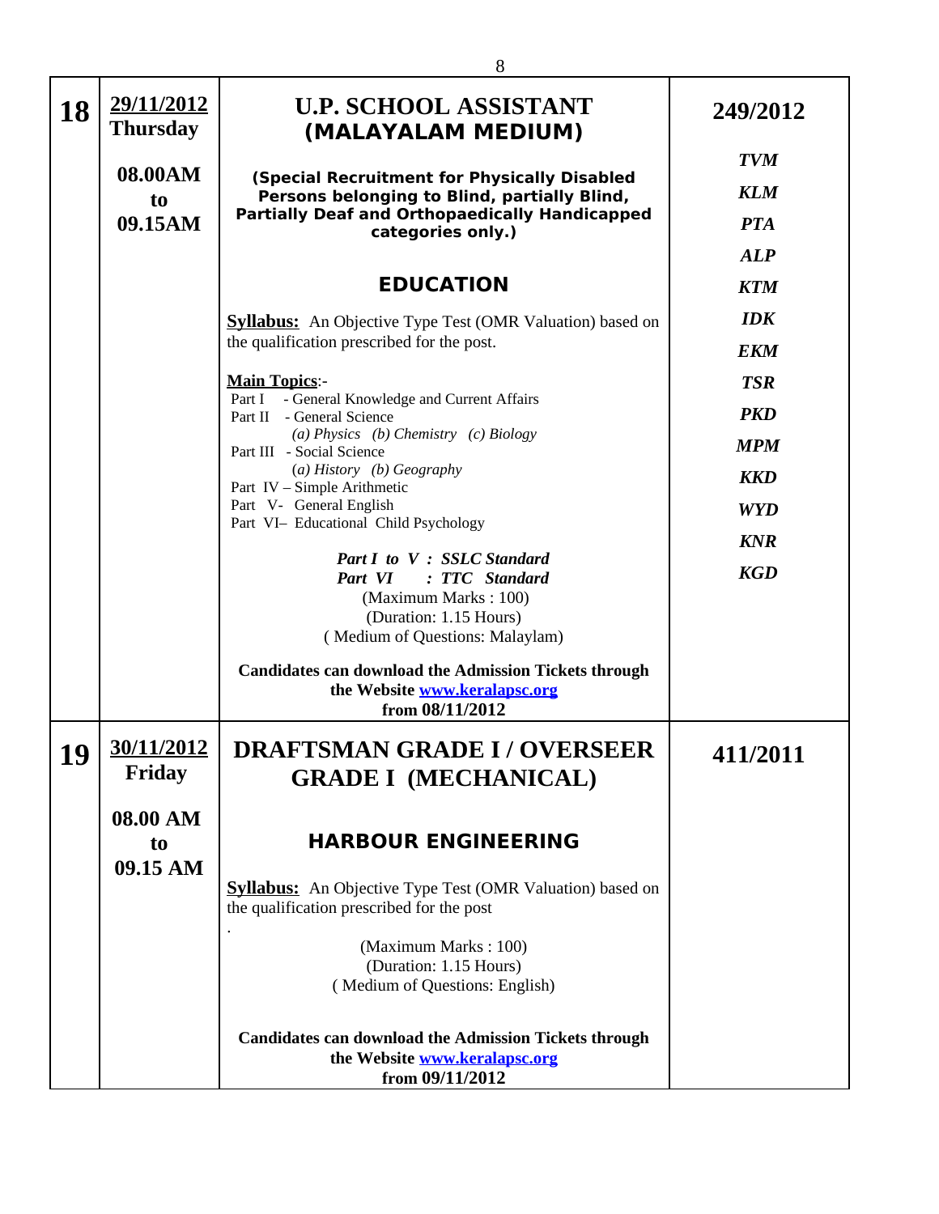| | | | |
|---|---|---|---|
| **18** | **<u>29/11/2012</u>**<br>**Thursday**<br><br>**08.00AM**<br>**to**<br>**09.15AM** | **U.P. SCHOOL ASSISTANT (MALAYALAM MEDIUM)**<br><br>**(Special Recruitment for Physically Disabled Persons belonging to Blind, partially Blind, Partially Deaf and Orthopaedically Handicapped categories only.)**<br><br>**EDUCATION**<br><br>**<u>Syllabus:</u>** An Objective Type Test (OMR Valuation) based on the qualification prescribed for the post.<br><br>**<u>Main Topics</u>**:-<br>Part I - General Knowledge and Current Affairs<br>Part II - General Science<br>*(a) Physics (b) Chemistry (c) Biology*<br>Part III - Social Science<br>*(a) History (b) Geography*<br>Part IV – Simple Arithmetic<br>Part V- General English<br>Part VI– Educational Child Psychology<br><br>***Part I to V : SSLC Standard***<br>***Part VI : TTC Standard***<br>(Maximum Marks : 100)<br>(Duration: 1.15 Hours)<br>( Medium of Questions: Malaylam)<br><br>**Candidates can download the Admission Tickets through the Website www.keralapsc.org from 08/11/2012** | **249/2012**<br><br>***TVM***<br>***KLM***<br>***PTA***<br>***ALP***<br>***KTM***<br>***IDK***<br>***EKM***<br>***TSR***<br>***PKD***<br>***MPM***<br>***KKD***<br>***WYD***<br>***KNR***<br>***KGD*** |
| **19** | **<u>30/11/2012</u>**<br>**Friday**<br><br>**08.00 AM**<br>**to**<br>**09.15 AM** | **DRAFTSMAN GRADE I / OVERSEER GRADE I (MECHANICAL)**<br><br>**HARBOUR ENGINEERING**<br><br>**<u>Syllabus:</u>** An Objective Type Test (OMR Valuation) based on the qualification prescribed for the post<br>.<br>(Maximum Marks : 100)<br>(Duration: 1.15 Hours)<br>( Medium of Questions: English)<br><br>**Candidates can download the Admission Tickets through the Website www.keralapsc.org from 09/11/2012** | **411/2011** |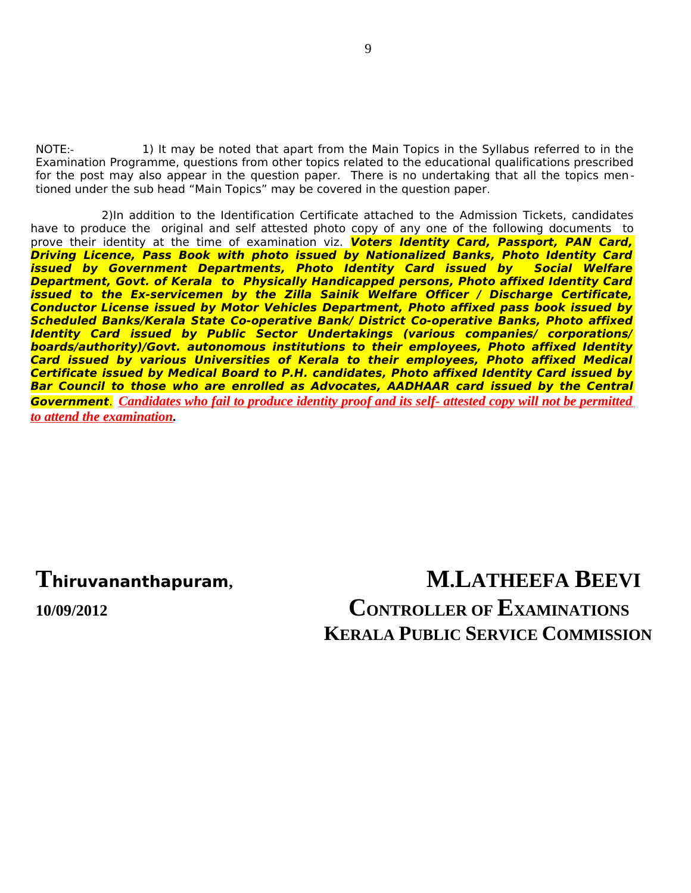NOTE:- 1) It may be noted that apart from the Main Topics in the Syllabus referred to in the Examination Programme, questions from other topics related to the educational qualifications prescribed for the post may also appear in the question paper. There is no undertaking that all the topics mentioned under the sub head "Main Topics" may be covered in the question paper.

2)In addition to the Identification Certificate attached to the Admission Tickets, candidates have to produce the original and self attested photo copy of any one of the following documents to prove their identity at the time of examination viz. ***Voters Identity Card, Passport, PAN Card, Driving Licence, Pass Book with photo issued by Nationalized Banks, Photo Identity Card issued by Government Departments, Photo Identity Card issued by Social Welfare Department, Govt. of Kerala to Physically Handicapped persons, Photo affixed Identity Card issued to the Ex-servicemen by the Zilla Sainik Welfare Officer / Discharge Certificate, Conductor License issued by Motor Vehicles Department, Photo affixed pass book issued by Scheduled Banks/Kerala State Co-operative Bank/ District Co-operative Banks, Photo affixed Identity Card issued by Public Sector Undertakings (various companies/ corporations/ boards/authority)/Govt. autonomous institutions to their employees, Photo affixed Identity Card issued by various Universities of Kerala to their employees, Photo affixed Medical Certificate issued by Medical Board to P.H. candidates, Photo affixed Identity Card issued by Bar Council to those who are enrolled as Advocates, AADHAAR card issued by the Central Government***. ***Candidates who fail to produce identity proof and its self- attested copy will not be permitted to attend the examination.***

**Thiruvananthapuram,**
**10/09/2012**

**M.LATHEEFA BEEVI**
**CONTROLLER OF EXAMINATIONS**
**KERALA PUBLIC SERVICE COMMISSION**